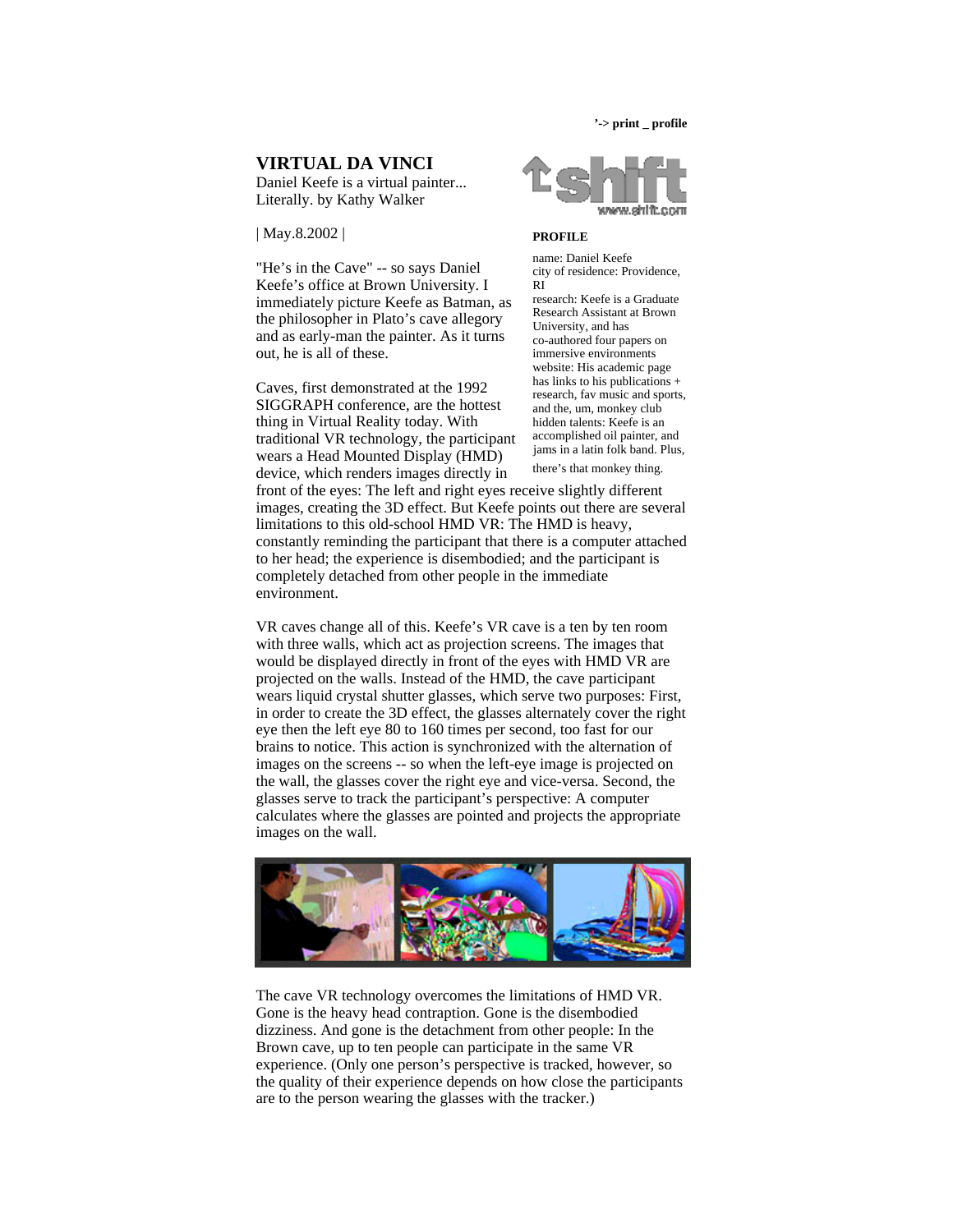'-> print _ profile

# VIRTUAL DA VINCI

Daniel Keefe is a virtual painter... Literally. by Kathy Walker

| May.8.2002 |

**PROFILE**

name: Daniel Keefe
city of residence: Providence, RI
research: Keefe is a Graduate Research Assistant at Brown University, and has co-authored four papers on immersive environments
website: His academic page has links to his publications + research, fav music and sports, and the, um, monkey club
hidden talents: Keefe is an accomplished oil painter, and jams in a latin folk band. Plus, there's that monkey thing.

"He's in the Cave" -- so says Daniel Keefe's office at Brown University. I immediately picture Keefe as Batman, as the philosopher in Plato's cave allegory and as early-man the painter. As it turns out, he is all of these.

Caves, first demonstrated at the 1992 SIGGRAPH conference, are the hottest thing in Virtual Reality today. With traditional VR technology, the participant wears a Head Mounted Display (HMD) device, which renders images directly in front of the eyes: The left and right eyes receive slightly different images, creating the 3D effect. But Keefe points out there are several limitations to this old-school HMD VR: The HMD is heavy, constantly reminding the participant that there is a computer attached to her head; the experience is disembodied; and the participant is completely detached from other people in the immediate environment.

VR caves change all of this. Keefe's VR cave is a ten by ten room with three walls, which act as projection screens. The images that would be displayed directly in front of the eyes with HMD VR are projected on the walls. Instead of the HMD, the cave participant wears liquid crystal shutter glasses, which serve two purposes: First, in order to create the 3D effect, the glasses alternately cover the right eye then the left eye 80 to 160 times per second, too fast for our brains to notice. This action is synchronized with the alternation of images on the screens -- so when the left-eye image is projected on the wall, the glasses cover the right eye and vice-versa. Second, the glasses serve to track the participant's perspective: A computer calculates where the glasses are pointed and projects the appropriate images on the wall.

The cave VR technology overcomes the limitations of HMD VR. Gone is the heavy head contraption. Gone is the disembodied dizziness. And gone is the detachment from other people: In the Brown cave, up to ten people can participate in the same VR experience. (Only one person's perspective is tracked, however, so the quality of their experience depends on how close the participants are to the person wearing the glasses with the tracker.)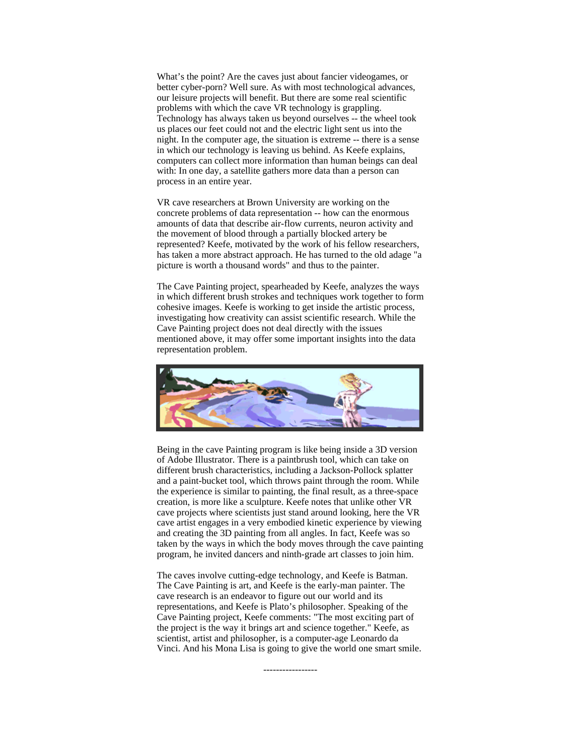What's the point? Are the caves just about fancier videogames, or better cyber-porn? Well sure. As with most technological advances, our leisure projects will benefit. But there are some real scientific problems with which the cave VR technology is grappling. Technology has always taken us beyond ourselves -- the wheel took us places our feet could not and the electric light sent us into the night. In the computer age, the situation is extreme -- there is a sense in which our technology is leaving us behind. As Keefe explains, computers can collect more information than human beings can deal with: In one day, a satellite gathers more data than a person can process in an entire year.

VR cave researchers at Brown University are working on the concrete problems of data representation -- how can the enormous amounts of data that describe air-flow currents, neuron activity and the movement of blood through a partially blocked artery be represented? Keefe, motivated by the work of his fellow researchers, has taken a more abstract approach. He has turned to the old adage "a picture is worth a thousand words" and thus to the painter.

The Cave Painting project, spearheaded by Keefe, analyzes the ways in which different brush strokes and techniques work together to form cohesive images. Keefe is working to get inside the artistic process, investigating how creativity can assist scientific research. While the Cave Painting project does not deal directly with the issues mentioned above, it may offer some important insights into the data representation problem.

Being in the cave Painting program is like being inside a 3D version of Adobe Illustrator. There is a paintbrush tool, which can take on different brush characteristics, including a Jackson-Pollock splatter and a paint-bucket tool, which throws paint through the room. While the experience is similar to painting, the final result, as a three-space creation, is more like a sculpture. Keefe notes that unlike other VR cave projects where scientists just stand around looking, here the VR cave artist engages in a very embodied kinetic experience by viewing and creating the 3D painting from all angles. In fact, Keefe was so taken by the ways in which the body moves through the cave painting program, he invited dancers and ninth-grade art classes to join him.

The caves involve cutting-edge technology, and Keefe is Batman. The Cave Painting is art, and Keefe is the early-man painter. The cave research is an endeavor to figure out our world and its representations, and Keefe is Plato's philosopher. Speaking of the Cave Painting project, Keefe comments: "The most exciting part of the project is the way it brings art and science together." Keefe, as scientist, artist and philosopher, is a computer-age Leonardo da Vinci. And his Mona Lisa is going to give the world one smart smile.

-----------------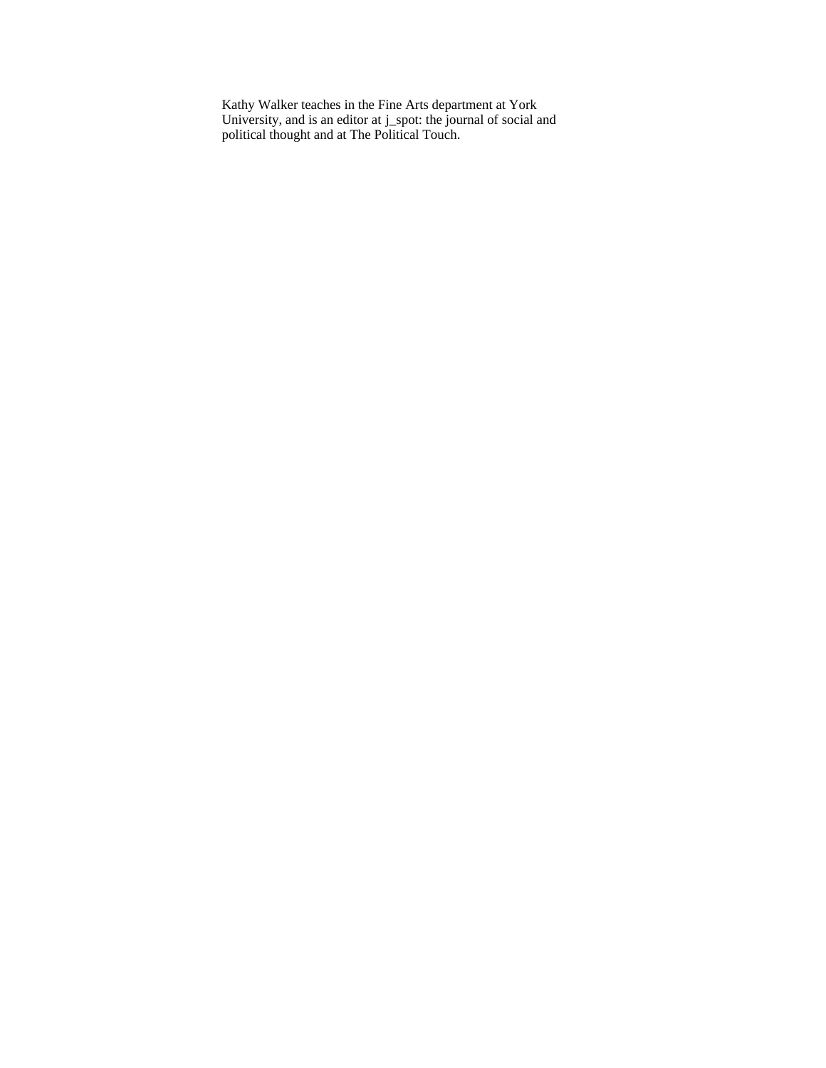Kathy Walker teaches in the Fine Arts department at York University, and is an editor at j_spot: the journal of social and political thought and at The Political Touch.